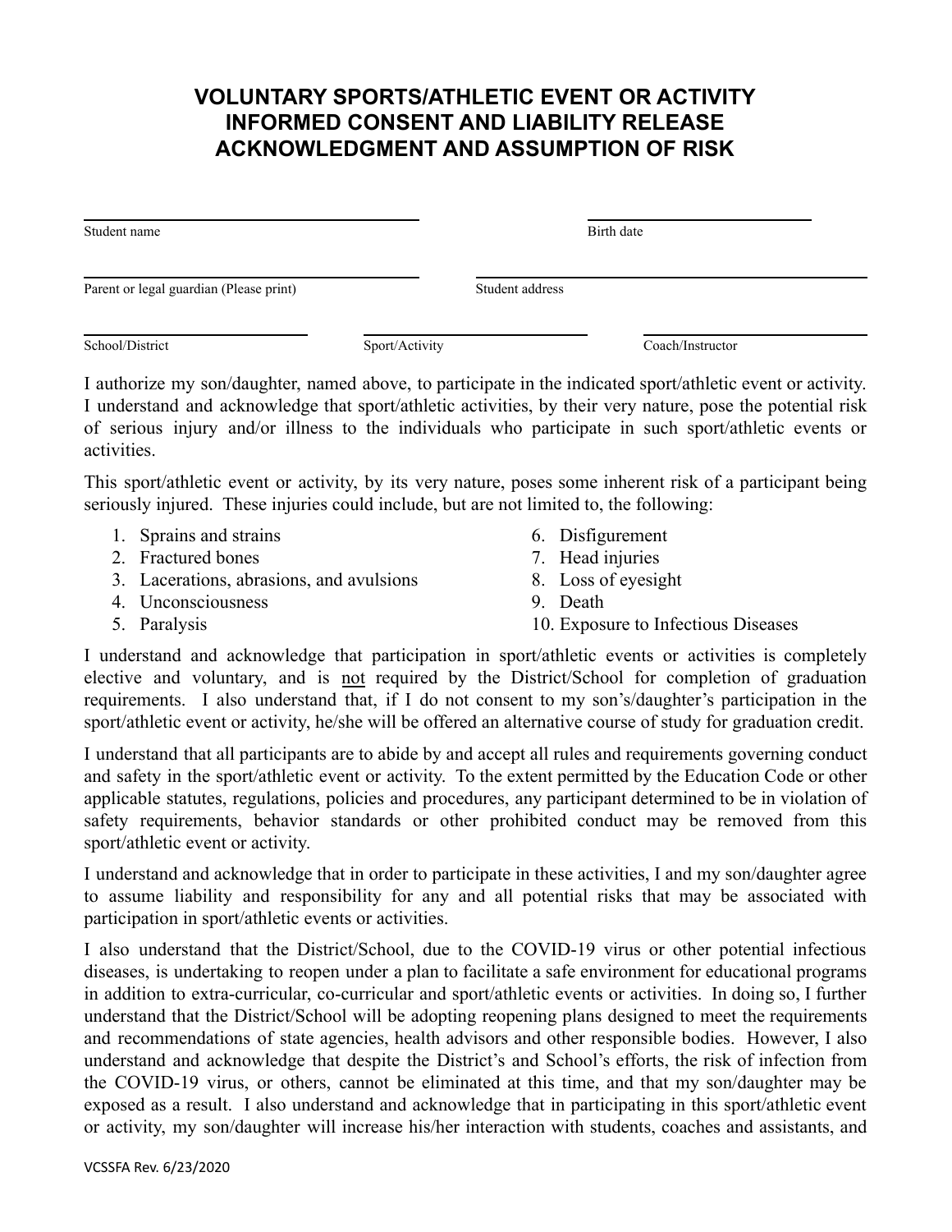# VOLUNTARY SPORTS/ATHLETIC EVENT OR ACTIVITY INFORMED CONSENT AND LIABILITY RELEASE ACKNOWLEDGMENT AND ASSUMPTION OF RISK

| Student name | Birth date |
|---|---|
| | |

| Parent or legal guardian (Please print) | Student address |
|---|---|
| | |

| School/District | Sport/Activity | Coach/Instructor |
|---|---|---|
| | | |

I authorize my son/daughter, named above, to participate in the indicated sport/athletic event or activity. I understand and acknowledge that sport/athletic activities, by their very nature, pose the potential risk of serious injury and/or illness to the individuals who participate in such sport/athletic events or activities.

This sport/athletic event or activity, by its very nature, poses some inherent risk of a participant being seriously injured. These injuries could include, but are not limited to, the following:

1. Sprains and strains
2. Fractured bones
3. Lacerations, abrasions, and avulsions
4. Unconsciousness
5. Paralysis
6. Disfigurement
7. Head injuries
8. Loss of eyesight
9. Death
10. Exposure to Infectious Diseases

I understand and acknowledge that participation in sport/athletic events or activities is completely elective and voluntary, and is <u>not</u> required by the District/School for completion of graduation requirements. I also understand that, if I do not consent to my son's/daughter's participation in the sport/athletic event or activity, he/she will be offered an alternative course of study for graduation credit.

I understand that all participants are to abide by and accept all rules and requirements governing conduct and safety in the sport/athletic event or activity. To the extent permitted by the Education Code or other applicable statutes, regulations, policies and procedures, any participant determined to be in violation of safety requirements, behavior standards or other prohibited conduct may be removed from this sport/athletic event or activity.

I understand and acknowledge that in order to participate in these activities, I and my son/daughter agree to assume liability and responsibility for any and all potential risks that may be associated with participation in sport/athletic events or activities.

I also understand that the District/School, due to the COVID-19 virus or other potential infectious diseases, is undertaking to reopen under a plan to facilitate a safe environment for educational programs in addition to extra-curricular, co-curricular and sport/athletic events or activities. In doing so, I further understand that the District/School will be adopting reopening plans designed to meet the requirements and recommendations of state agencies, health advisors and other responsible bodies. However, I also understand and acknowledge that despite the District's and School's efforts, the risk of infection from the COVID-19 virus, or others, cannot be eliminated at this time, and that my son/daughter may be exposed as a result. I also understand and acknowledge that in participating in this sport/athletic event or activity, my son/daughter will increase his/her interaction with students, coaches and assistants, and

VCSSFA Rev. 6/23/2020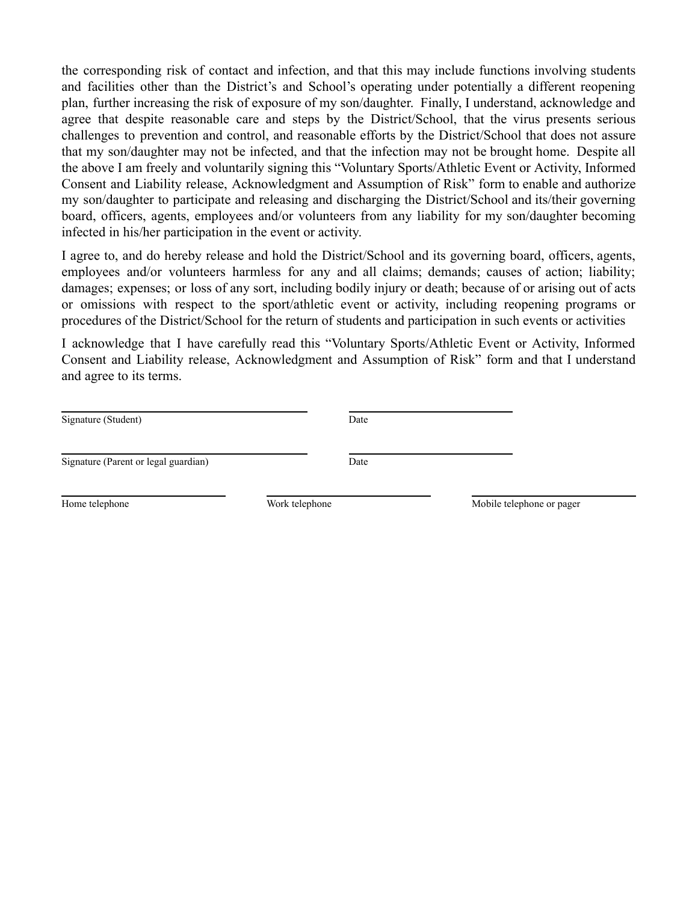the corresponding risk of contact and infection, and that this may include functions involving students and facilities other than the District's and School's operating under potentially a different reopening plan, further increasing the risk of exposure of my son/daughter. Finally, I understand, acknowledge and agree that despite reasonable care and steps by the District/School, that the virus presents serious challenges to prevention and control, and reasonable efforts by the District/School that does not assure that my son/daughter may not be infected, and that the infection may not be brought home. Despite all the above I am freely and voluntarily signing this "Voluntary Sports/Athletic Event or Activity, Informed Consent and Liability release, Acknowledgment and Assumption of Risk" form to enable and authorize my son/daughter to participate and releasing and discharging the District/School and its/their governing board, officers, agents, employees and/or volunteers from any liability for my son/daughter becoming infected in his/her participation in the event or activity.

I agree to, and do hereby release and hold the District/School and its governing board, officers, agents, employees and/or volunteers harmless for any and all claims; demands; causes of action; liability; damages; expenses; or loss of any sort, including bodily injury or death; because of or arising out of acts or omissions with respect to the sport/athletic event or activity, including reopening programs or procedures of the District/School for the return of students and participation in such events or activities

I acknowledge that I have carefully read this "Voluntary Sports/Athletic Event or Activity, Informed Consent and Liability release, Acknowledgment and Assumption of Risk" form and that I understand and agree to its terms.

\_\_\_\_\_\_\_\_\_\_\_\_\_\_\_\_\_\_\_\_\_\_\_\_\_\_\_\_\_\_ \_\_\_\_\_\_\_\_\_\_\_\_\_\_\_\_\_\_\_\_

Signature (Student) Date

\_\_\_\_\_\_\_\_\_\_\_\_\_\_\_\_\_\_\_\_\_\_\_\_\_\_\_\_\_\_ \_\_\_\_\_\_\_\_\_\_\_\_\_\_\_\_\_\_\_\_

Signature (Parent or legal guardian) Date

\_\_\_\_\_\_\_\_\_\_\_\_\_\_\_\_\_\_\_\_ \_\_\_\_\_\_\_\_\_\_\_\_\_\_\_\_\_\_\_\_ \_\_\_\_\_\_\_\_\_\_\_\_\_\_\_\_\_\_\_\_

Home telephone Work telephone Mobile telephone or pager